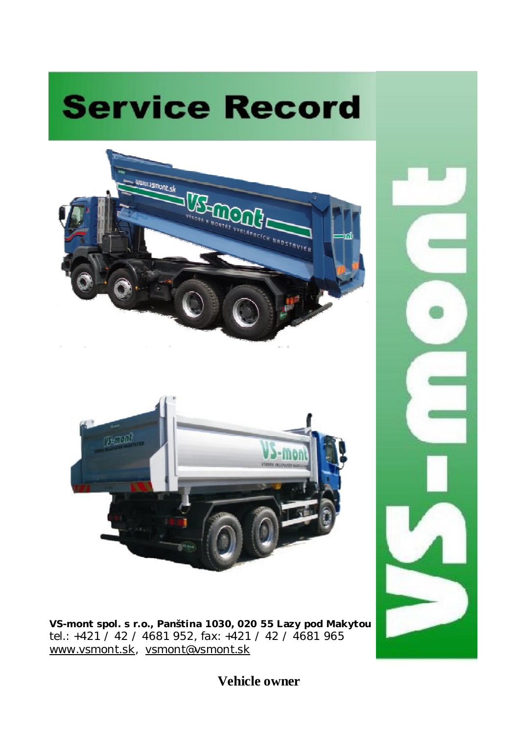# Service Record

**VS-mont spol. s r.o., Panština 1030, 020 55 Lazy pod Makytou**
tel.: +421 / 42 / 4681 952, fax: +421 / 42 / 4681 965
www.vsmont.sk, vsmont@vsmont.sk

**Vehicle owner**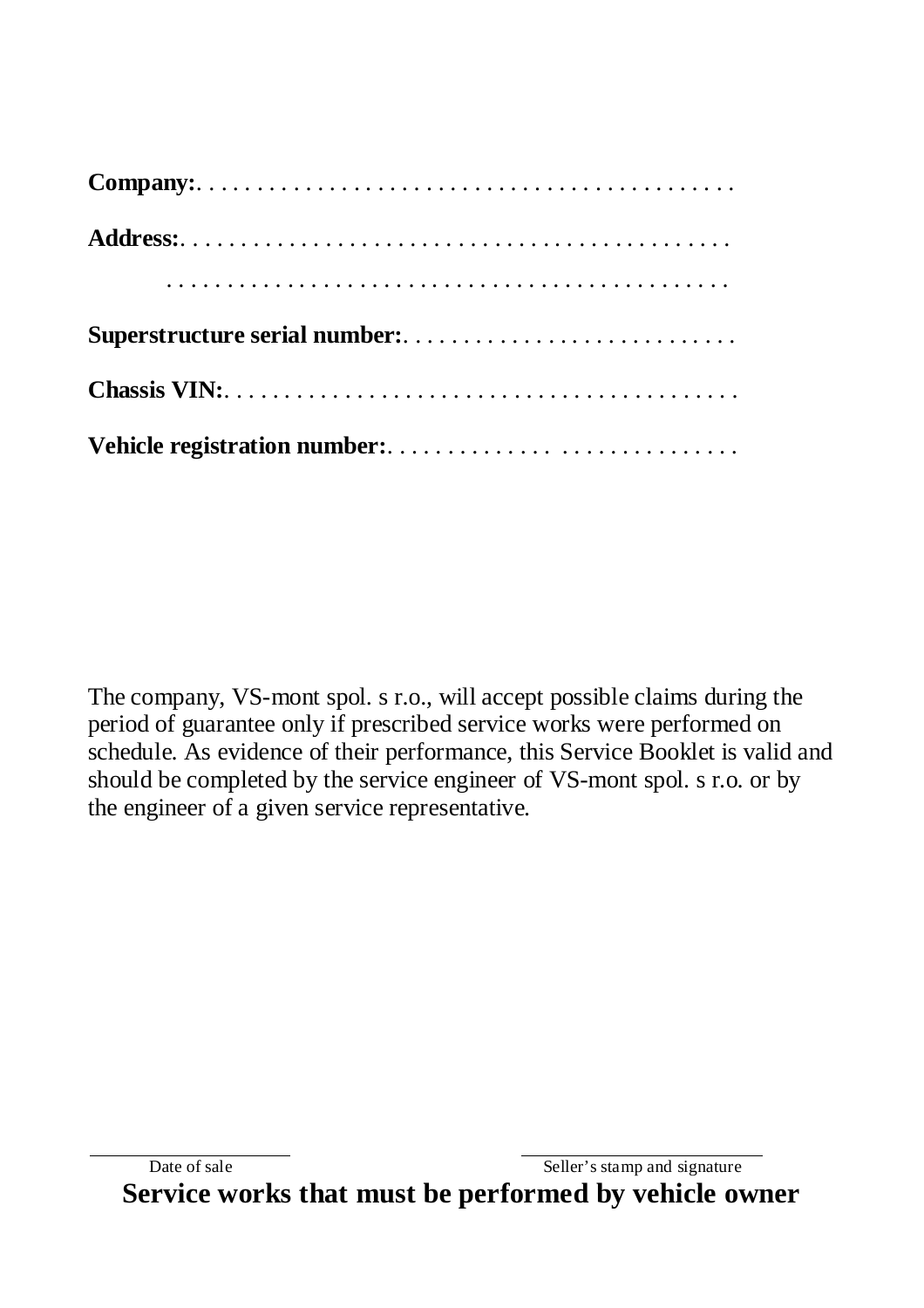**Company:**. . . . . . . . . . . . . . . . . . . . . . . . . . . . . . . . . . . . . . . . . . . . .

**Address:**. . . . . . . . . . . . . . . . . . . . . . . . . . . . . . . . . . . . . . . . . . . . . .

. . . . . . . . . . . . . . . . . . . . . . . . . . . . . . . . . . . . . . . . . . . . .

**Superstructure serial number:**. . . . . . . . . . . . . . . . . . . . . . . . . . . . .

**Chassis VIN:**. . . . . . . . . . . . . . . . . . . . . . . . . . . . . . . . . . . . . . . . . . . .

**Vehicle registration number:**. . . . . . . . . . . . . . . . . . . . . . . . . . . . . . .

The company, VS-mont spol. s r.o., will accept possible claims during the period of guarantee only if prescribed service works were performed on schedule. As evidence of their performance, this Service Booklet is valid and should be completed by the service engineer of VS-mont spol. s r.o. or by the engineer of a given service representative.

| Date of sale | Seller's stamp and signature |
|---|---|

## Service works that must be performed by vehicle owner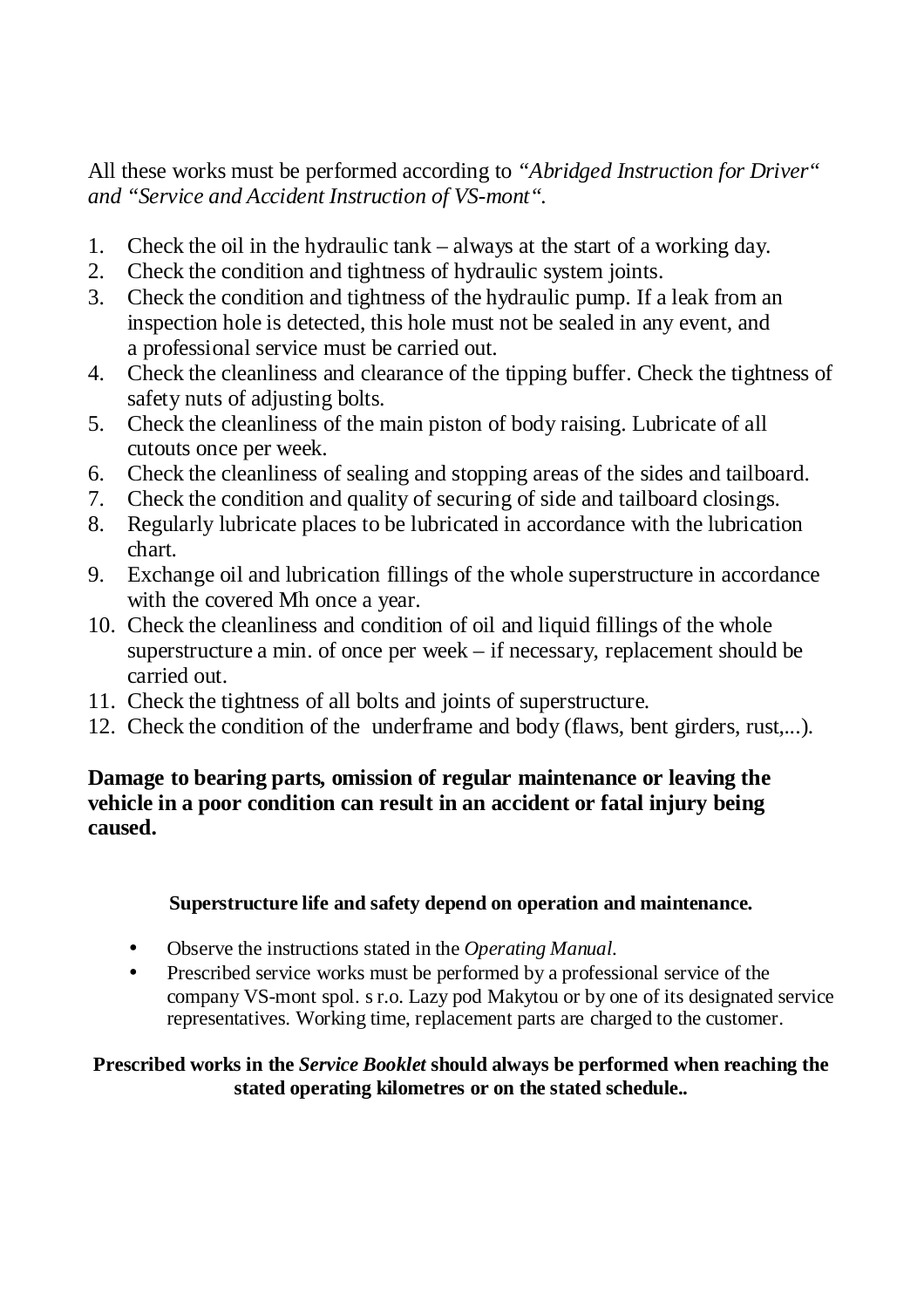All these works must be performed according to *“Abridged Instruction for Driver“ and “Service and Accident Instruction of VS-mont“.*

1. Check the oil in the hydraulic tank – always at the start of a working day.
2. Check the condition and tightness of hydraulic system joints.
3. Check the condition and tightness of the hydraulic pump. If a leak from an inspection hole is detected, this hole must not be sealed in any event, and a professional service must be carried out.
4. Check the cleanliness and clearance of the tipping buffer. Check the tightness of safety nuts of adjusting bolts.
5. Check the cleanliness of the main piston of body raising. Lubricate of all cutouts once per week.
6. Check the cleanliness of sealing and stopping areas of the sides and tailboard.
7. Check the condition and quality of securing of side and tailboard closings.
8. Regularly lubricate places to be lubricated in accordance with the lubrication chart.
9. Exchange oil and lubrication fillings of the whole superstructure in accordance with the covered Mh once a year.
10. Check the cleanliness and condition of oil and liquid fillings of the whole superstructure a min. of once per week – if necessary, replacement should be carried out.
11. Check the tightness of all bolts and joints of superstructure.
12. Check the condition of the underframe and body (flaws, bent girders, rust,...).

**Damage to bearing parts, omission of regular maintenance or leaving the vehicle in a poor condition can result in an accident or fatal injury being caused.**

**Superstructure life and safety depend on operation and maintenance.**

- Observe the instructions stated in the *Operating Manual.*
- Prescribed service works must be performed by a professional service of the company VS-mont spol. s r.o. Lazy pod Makytou or by one of its designated service representatives. Working time, replacement parts are charged to the customer.

**Prescribed works in the *Service Booklet* should always be performed when reaching the stated operating kilometres or on the stated schedule..**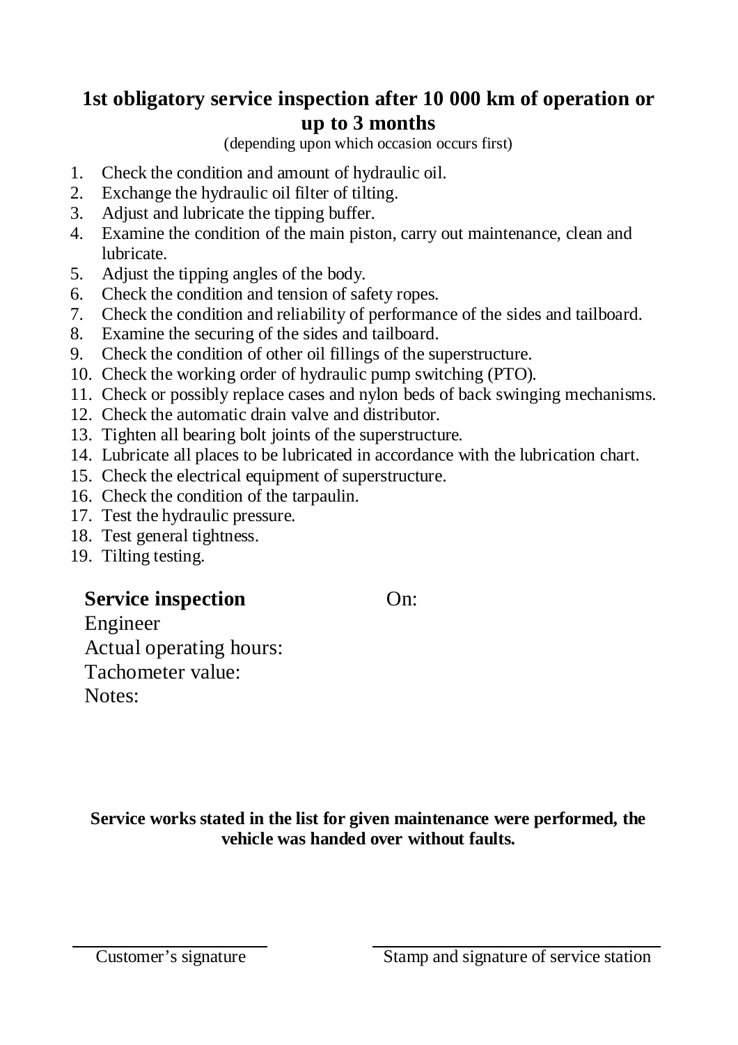## 1st obligatory service inspection after 10 000 km of operation or up to 3 months

(depending upon which occasion occurs first)

1. Check the condition and amount of hydraulic oil.
2. Exchange the hydraulic oil filter of tilting.
3. Adjust and lubricate the tipping buffer.
4. Examine the condition of the main piston, carry out maintenance, clean and lubricate.
5. Adjust the tipping angles of the body.
6. Check the condition and tension of safety ropes.
7. Check the condition and reliability of performance of the sides and tailboard.
8. Examine the securing of the sides and tailboard.
9. Check the condition of other oil fillings of the superstructure.
10. Check the working order of hydraulic pump switching (PTO).
11. Check or possibly replace cases and nylon beds of back swinging mechanisms.
12. Check the automatic drain valve and distributor.
13. Tighten all bearing bolt joints of the superstructure.
14. Lubricate all places to be lubricated in accordance with the lubrication chart.
15. Check the electrical equipment of superstructure.
16. Check the condition of the tarpaulin.
17. Test the hydraulic pressure.
18. Test general tightness.
19. Tilting testing.

**Service inspection** On:

Engineer

Actual operating hours:

Tachometer value:

Notes:

**Service works stated in the list for given maintenance were performed, the vehicle was handed over without faults.**

Customer's signature

Stamp and signature of service station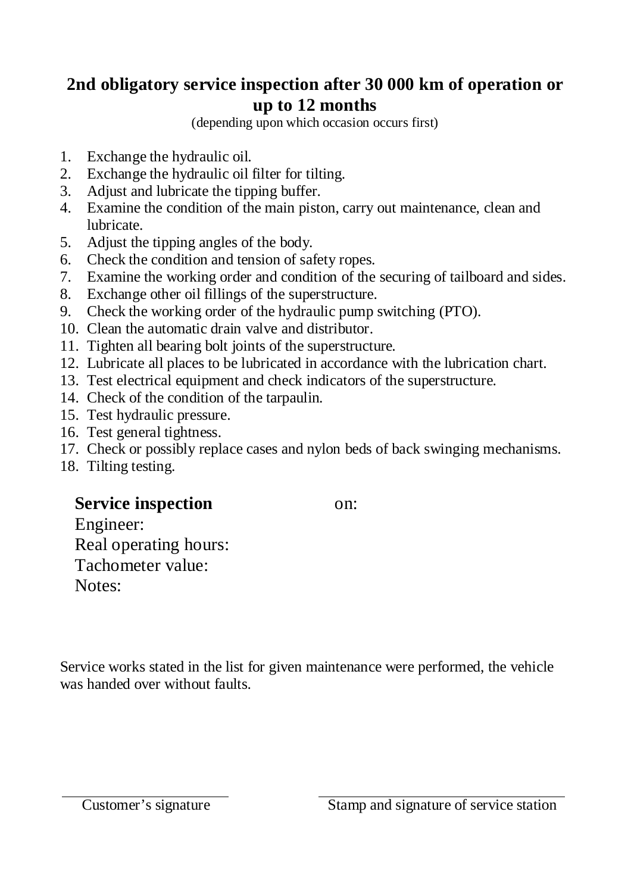## 2nd obligatory service inspection after 30 000 km of operation or up to 12 months

(depending upon which occasion occurs first)

1. Exchange the hydraulic oil.
2. Exchange the hydraulic oil filter for tilting.
3. Adjust and lubricate the tipping buffer.
4. Examine the condition of the main piston, carry out maintenance, clean and lubricate.
5. Adjust the tipping angles of the body.
6. Check the condition and tension of safety ropes.
7. Examine the working order and condition of the securing of tailboard and sides.
8. Exchange other oil fillings of the superstructure.
9. Check the working order of the hydraulic pump switching (PTO).
10. Clean the automatic drain valve and distributor.
11. Tighten all bearing bolt joints of the superstructure.
12. Lubricate all places to be lubricated in accordance with the lubrication chart.
13. Test electrical equipment and check indicators of the superstructure.
14. Check of the condition of the tarpaulin.
15. Test hydraulic pressure.
16. Test general tightness.
17. Check or possibly replace cases and nylon beds of back swinging mechanisms.
18. Tilting testing.

**Service inspection** on:

Engineer:

Real operating hours:

Tachometer value:

Notes:

Service works stated in the list for given maintenance were performed, the vehicle was handed over without faults.

Customer's signature

Stamp and signature of service station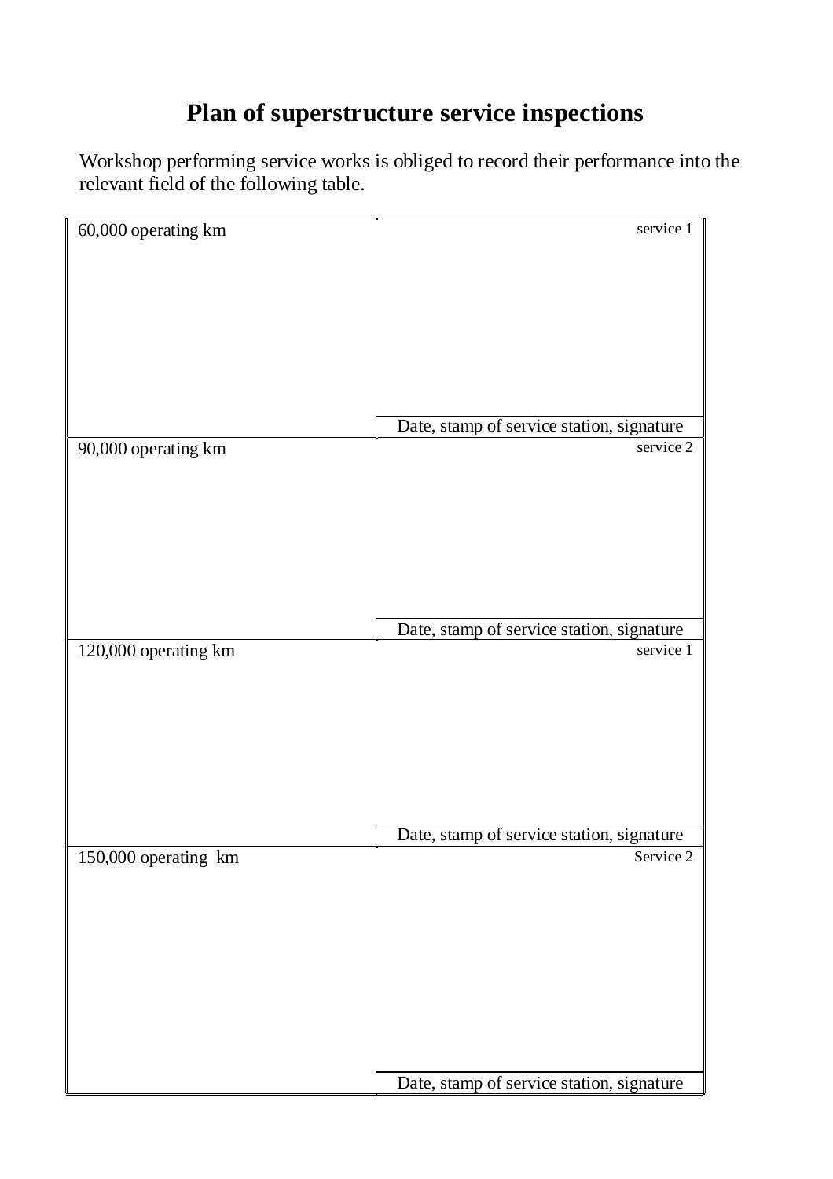# Plan of superstructure service inspections

Workshop performing service works is obliged to record their performance into the relevant field of the following table.

| | |
|---|---|
| 60,000 operating km | service 1<br><br><br><br>Date, stamp of service station, signature |
| 90,000 operating km | service 2<br><br><br><br>Date, stamp of service station, signature |
| 120,000 operating km | service 1<br><br><br><br>Date, stamp of service station, signature |
| 150,000 operating km | Service 2<br><br><br><br>Date, stamp of service station, signature |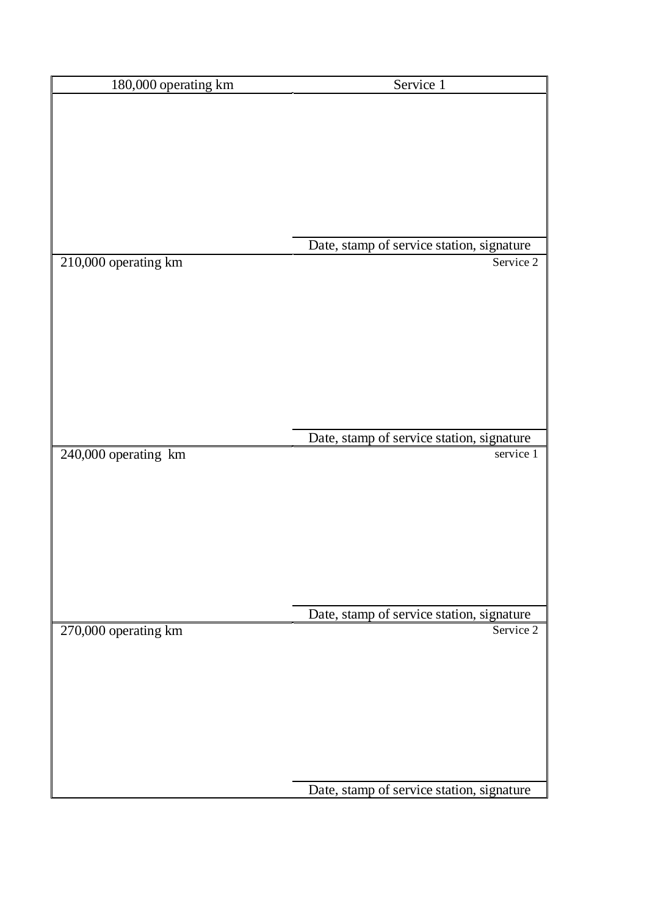| 180,000 operating km | Service 1 |
|---|---|
| | |
| | Date, stamp of service station, signature |
| 210,000 operating km | Service 2 |
| | |
| | Date, stamp of service station, signature |
| 240,000 operating  km | service 1 |
| | |
| | Date, stamp of service station, signature |
| 270,000 operating km | Service 2 |
| | |
| | Date, stamp of service station, signature |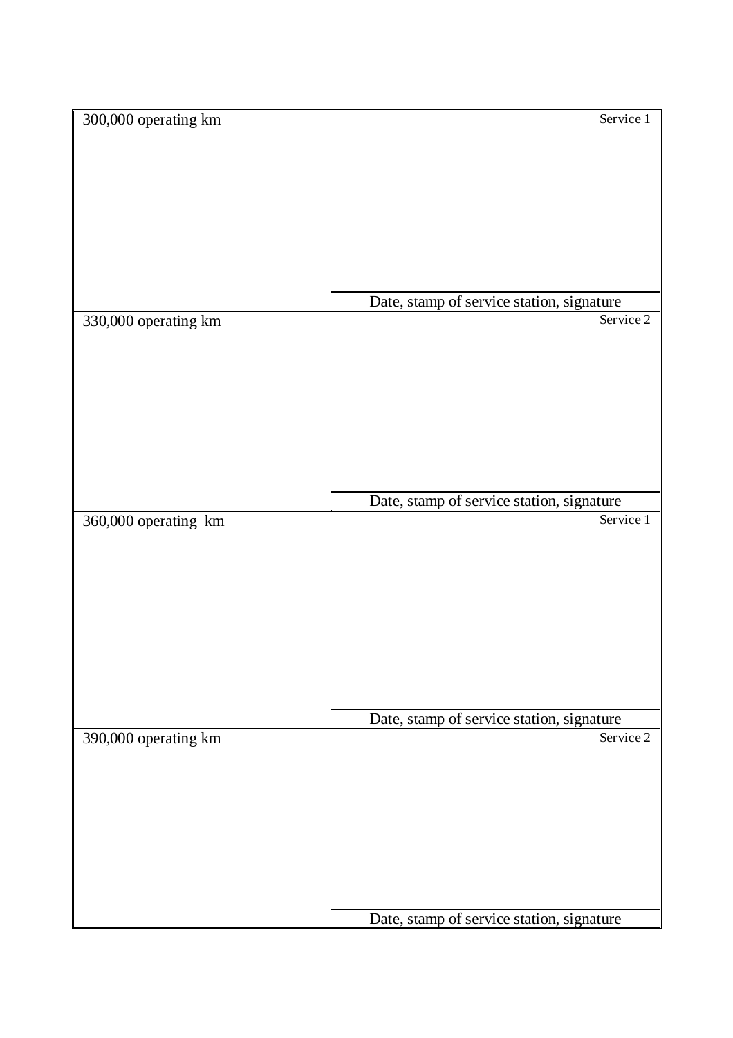| 300,000 operating km | Service 1 |
| --- | --- |
| | |
| | Date, stamp of service station, signature |
| 330,000 operating km | Service 2 |
| | |
| | Date, stamp of service station, signature |
| 360,000 operating km | Service 1 |
| | |
| | Date, stamp of service station, signature |
| 390,000 operating km | Service 2 |
| | |
| | Date, stamp of service station, signature |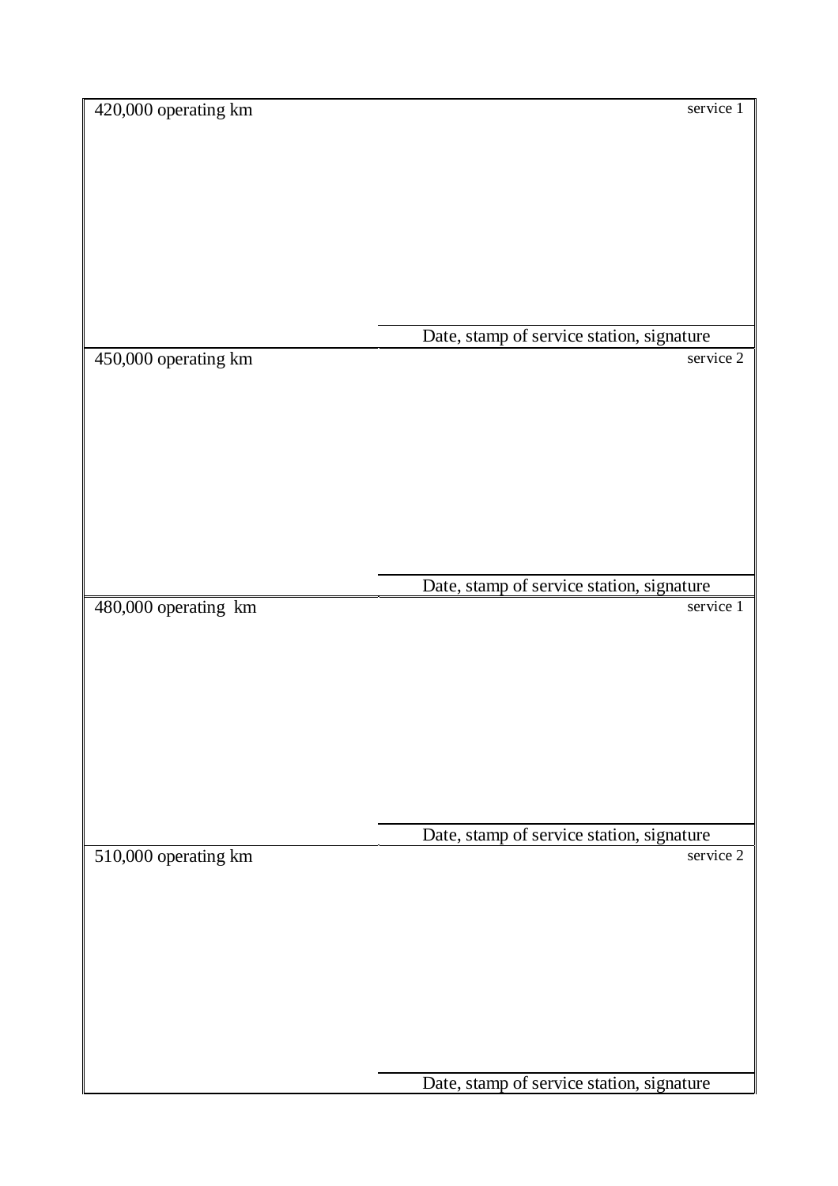| 420,000 operating km | service 1 |
| --- | --- |
| | |
| | Date, stamp of service station, signature |
| 450,000 operating km | service 2 |
| | |
| | Date, stamp of service station, signature |
| 480,000 operating km | service 1 |
| | |
| | Date, stamp of service station, signature |
| 510,000 operating km | service 2 |
| | |
| | Date, stamp of service station, signature |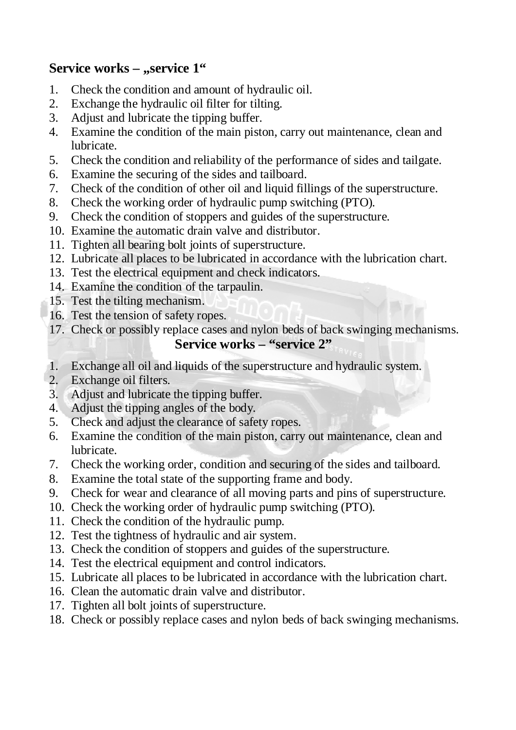## Service works – „service 1“

1. Check the condition and amount of hydraulic oil.
2. Exchange the hydraulic oil filter for tilting.
3. Adjust and lubricate the tipping buffer.
4. Examine the condition of the main piston, carry out maintenance, clean and lubricate.
5. Check the condition and reliability of the performance of sides and tailgate.
6. Examine the securing of the sides and tailboard.
7. Check of the condition of other oil and liquid fillings of the superstructure.
8. Check the working order of hydraulic pump switching (PTO).
9. Check the condition of stoppers and guides of the superstructure.
10. Examine the automatic drain valve and distributor.
11. Tighten all bearing bolt joints of superstructure.
12. Lubricate all places to be lubricated in accordance with the lubrication chart.
13. Test the electrical equipment and check indicators.
14. Examine the condition of the tarpaulin.
15. Test the tilting mechanism.
16. Test the tension of safety ropes.
17. Check or possibly replace cases and nylon beds of back swinging mechanisms.

## Service works – “service 2”

1. Exchange all oil and liquids of the superstructure and hydraulic system.
2. Exchange oil filters.
3. Adjust and lubricate the tipping buffer.
4. Adjust the tipping angles of the body.
5. Check and adjust the clearance of safety ropes.
6. Examine the condition of the main piston, carry out maintenance, clean and lubricate.
7. Check the working order, condition and securing of the sides and tailboard.
8. Examine the total state of the supporting frame and body.
9. Check for wear and clearance of all moving parts and pins of superstructure.
10. Check the working order of hydraulic pump switching (PTO).
11. Check the condition of the hydraulic pump.
12. Test the tightness of hydraulic and air system.
13. Check the condition of stoppers and guides of the superstructure.
14. Test the electrical equipment and control indicators.
15. Lubricate all places to be lubricated in accordance with the lubrication chart.
16. Clean the automatic drain valve and distributor.
17. Tighten all bolt joints of superstructure.
18. Check or possibly replace cases and nylon beds of back swinging mechanisms.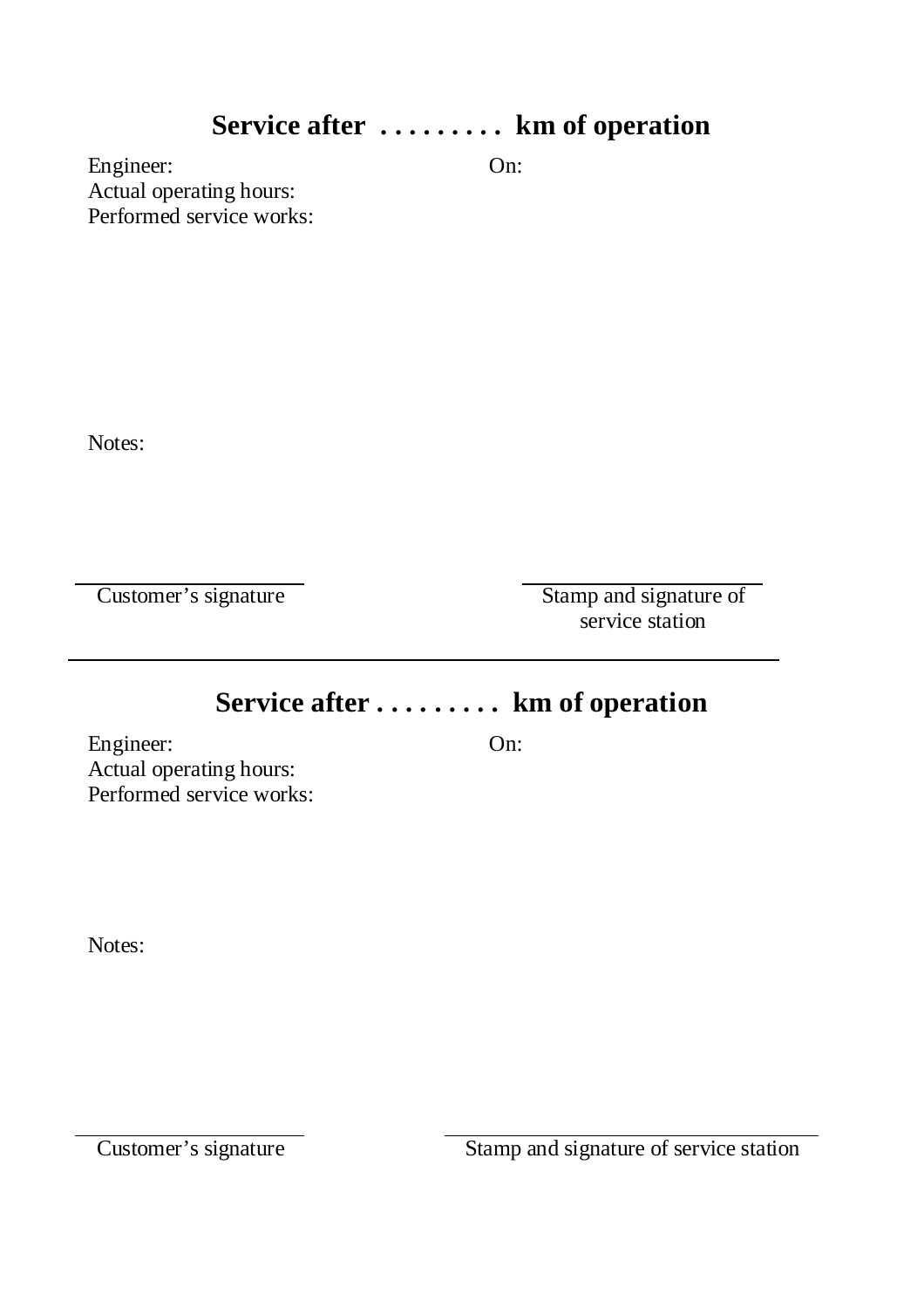## Service after . . . . . . . . . km of operation

Engineer: On:
Actual operating hours:
Performed service works:

Notes:

Customer's signature

Stamp and signature of service station

---

## Service after . . . . . . . . . km of operation

Engineer: On:
Actual operating hours:
Performed service works:

Notes:

Customer's signature

Stamp and signature of service station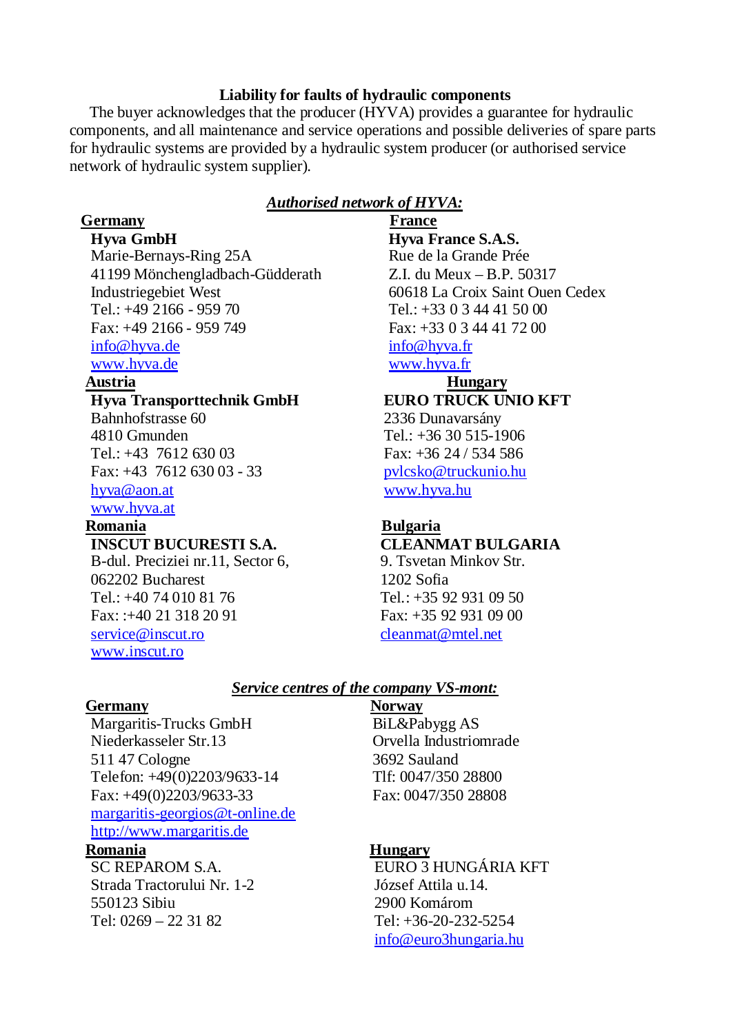**Liability for faults of hydraulic components**

The buyer acknowledges that the producer (HYVA) provides a guarantee for hydraulic components, and all maintenance and service operations and possible deliveries of spare parts for hydraulic systems are provided by a hydraulic system producer (or authorised service network of hydraulic system supplier).

***Authorised network of HYVA:***

**Germany**

**Hyva GmbH**
Marie-Bernays-Ring 25A
41199 Mönchengladbach-Güdderath
Industriegebiet West
Tel.: +49 2166 - 959 70
Fax: +49 2166 - 959 749
info@hyva.de
www.hyva.de

**France**

**Hyva France S.A.S.**
Rue de la Grande Prée
Z.I. du Meux – B.P. 50317
60618 La Croix Saint Ouen Cedex
Tel.: +33 0 3 44 41 50 00
Fax: +33 0 3 44 41 72 00
info@hyva.fr
www.hyva.fr

**Austria**

**Hyva Transporttechnik GmbH**
Bahnhofstrasse 60
4810 Gmunden
Tel.: +43 7612 630 03
Fax: +43 7612 630 03 - 33
hyva@aon.at
www.hyva.at

**Hungary**

**EURO TRUCK UNIO KFT**
2336 Dunavarsány
Tel.: +36 30 515-1906
Fax: +36 24 / 534 586
pvlcsko@truckunio.hu
www.hyva.hu

**Romania**

**INSCUT BUCURESTI S.A.**
B-dul. Preciziei nr.11, Sector 6,
062202 Bucharest
Tel.: +40 74 010 81 76
Fax: :+40 21 318 20 91
service@inscut.ro
www.inscut.ro

**Bulgaria**

**CLEANMAT BULGARIA**
9. Tsvetan Minkov Str.
1202 Sofia
Tel.: +35 92 931 09 50
Fax: +35 92 931 09 00
cleanmat@mtel.net

***Service centres of the company VS-mont:***

**Germany**

Margaritis-Trucks GmbH
Niederkasseler Str.13
511 47 Cologne
Telefon: +49(0)2203/9633-14
Fax: +49(0)2203/9633-33
margaritis-georgios@t-online.de
http://www.margaritis.de

**Norway**

BiL&Pabygg AS
Orvella Industriomrade
3692 Sauland
Tlf: 0047/350 28800
Fax: 0047/350 28808

**Romania**

SC REPAROM S.A.
Strada Tractorului Nr. 1-2
550123 Sibiu
Tel: 0269 – 22 31 82

**Hungary**

EURO 3 HUNGÁRIA KFT
József Attila u.14.
2900 Komárom
Tel: +36-20-232-5254
info@euro3hungaria.hu